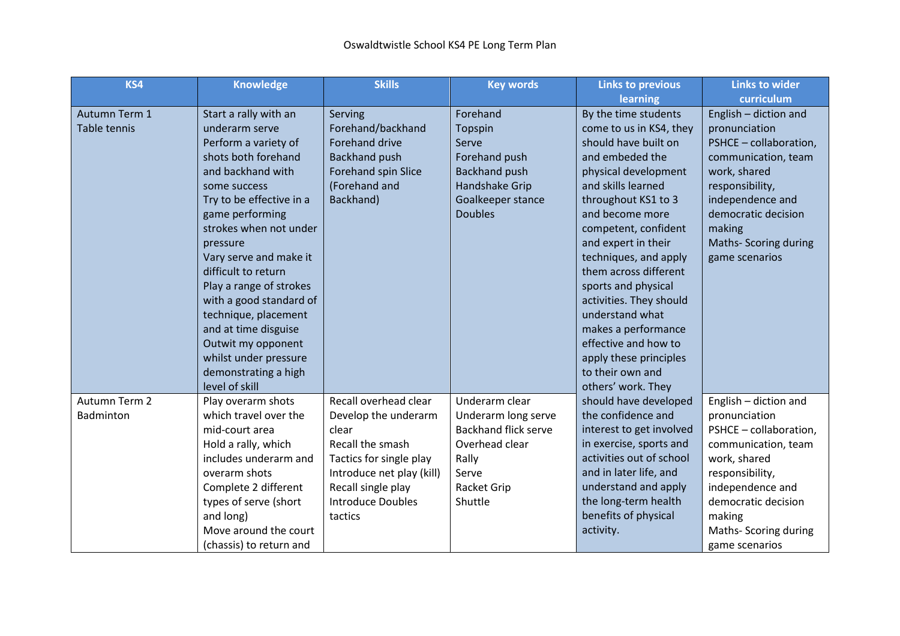Oswaldtwistle School KS4 PE Long Term Plan

| KS4 | Knowledge | Skills | Key words | Links to previous learning | Links to wider curriculum |
| --- | --- | --- | --- | --- | --- |
| Autumn Term 1<br>Table tennis | Start a rally with an underarm serve<br>Perform a variety of shots both forehand and backhand with some success<br>Try to be effective in a game performing strokes when not under pressure<br>Vary serve and make it difficult to return<br>Play a range of strokes with a good standard of technique, placement and at time disguise<br>Outwit my opponent whilst under pressure demonstrating a high level of skill | Serving<br>Forehand/backhand<br>Forehand drive<br>Backhand push<br>Forehand spin Slice (Forehand and Backhand) | Forehand<br>Topspin<br>Serve<br>Forehand push<br>Backhand push<br>Handshake Grip<br>Goalkeeper stance<br>Doubles | By the time students come to us in KS4, they should have built on and embeded the physical development and skills learned throughout KS1 to 3 and become more competent, confident and expert in their techniques, and apply them across different sports and physical activities. They should understand what makes a performance effective and how to apply these principles to their own and others' work. They should have developed the confidence and interest to get involved in exercise, sports and activities out of school and in later life, and understand and apply the long-term health benefits of physical activity. | English – diction and pronunciation<br>PSHCE – collaboration, communication, team work, shared responsibility, independence and democratic decision making<br>Maths- Scoring during game scenarios |
| Autumn Term 2<br>Badminton | Play overarm shots which travel over the mid-court area<br>Hold a rally, which includes underarm and overarm shots<br>Complete 2 different types of serve (short and long)<br>Move around the court (chassis) to return and | Recall overhead clear<br>Develop the underarm clear<br>Recall the smash<br>Tactics for single play<br>Introduce net play (kill)<br>Recall single play<br>Introduce Doubles tactics | Underarm clear<br>Underarm long serve<br>Backhand flick serve<br>Overhead clear<br>Rally<br>Serve<br>Racket Grip<br>Shuttle | | English – diction and pronunciation<br>PSHCE – collaboration, communication, team work, shared responsibility, independence and democratic decision making<br>Maths- Scoring during game scenarios |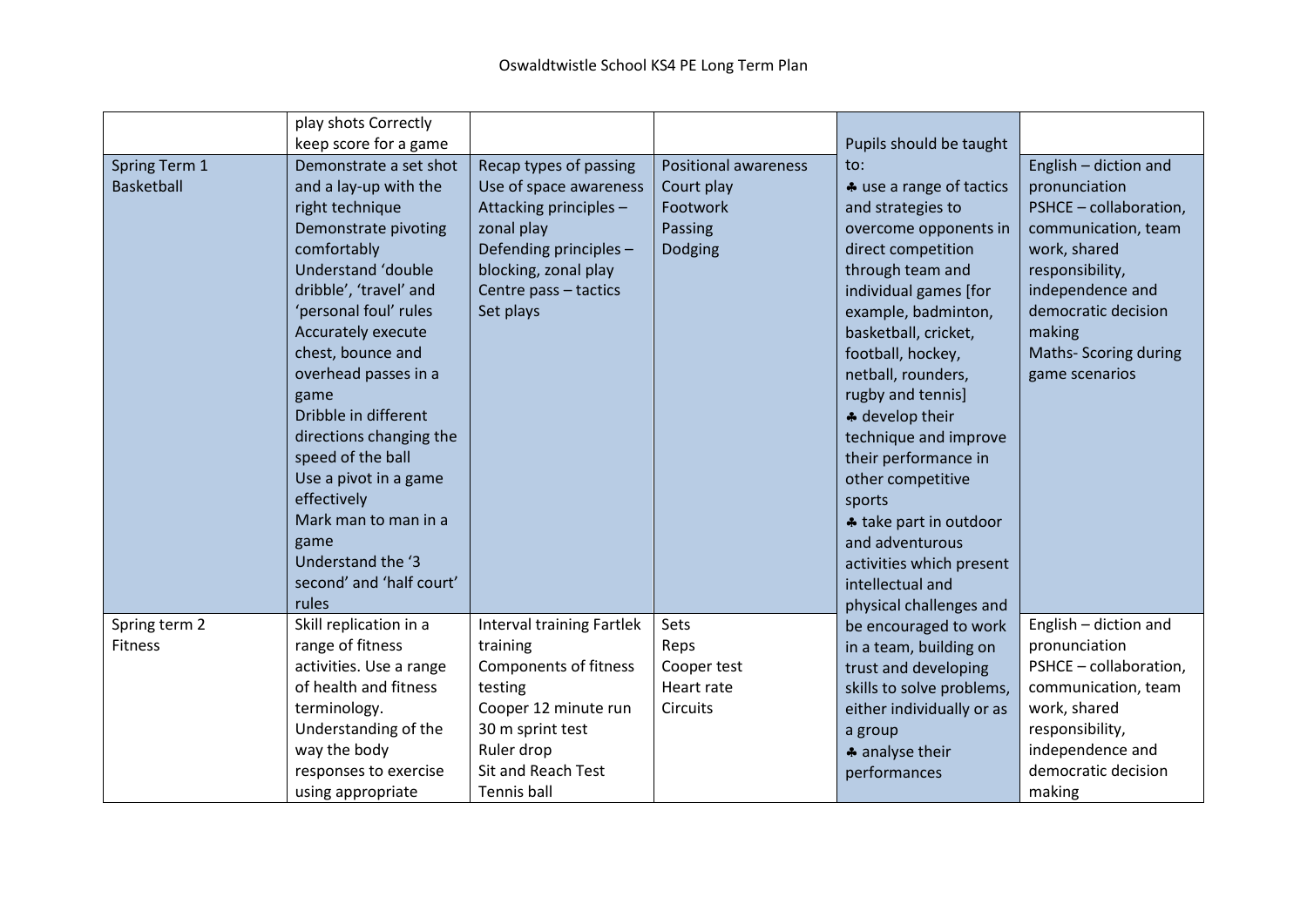Oswaldtwistle School KS4 PE Long Term Plan

| | | | | | |
|---|---|---|---|---|---|
| | play shots Correctly keep score for a game | | | Pupils should be taught to: ♣ use a range of tactics and strategies to overcome opponents in direct competition through team and individual games [for example, badminton, basketball, cricket, football, hockey, netball, rounders, rugby and tennis] ♣ develop their technique and improve their performance in other competitive sports ♣ take part in outdoor and adventurous activities which present intellectual and physical challenges and be encouraged to work in a team, building on trust and developing skills to solve problems, either individually or as a group ♣ analyse their performances | |
| Spring Term 1 Basketball | Demonstrate a set shot and a lay-up with the right technique Demonstrate pivoting comfortably Understand 'double dribble', 'travel' and 'personal foul' rules Accurately execute chest, bounce and overhead passes in a game Dribble in different directions changing the speed of the ball Use a pivot in a game effectively Mark man to man in a game Understand the '3 second' and 'half court' rules | Recap types of passing Use of space awareness Attacking principles – zonal play Defending principles – blocking, zonal play Centre pass – tactics Set plays | Positional awareness Court play Footwork Passing Dodging | | English – diction and pronunciation PSHCE – collaboration, communication, team work, shared responsibility, independence and democratic decision making Maths- Scoring during game scenarios |
| Spring term 2 Fitness | Skill replication in a range of fitness activities. Use a range of health and fitness terminology. Understanding of the way the body responses to exercise using appropriate | Interval training Fartlek training Components of fitness testing Cooper 12 minute run 30 m sprint test Ruler drop Sit and Reach Test Tennis ball | Sets Reps Cooper test Heart rate Circuits | | English – diction and pronunciation PSHCE – collaboration, communication, team work, shared responsibility, independence and democratic decision making |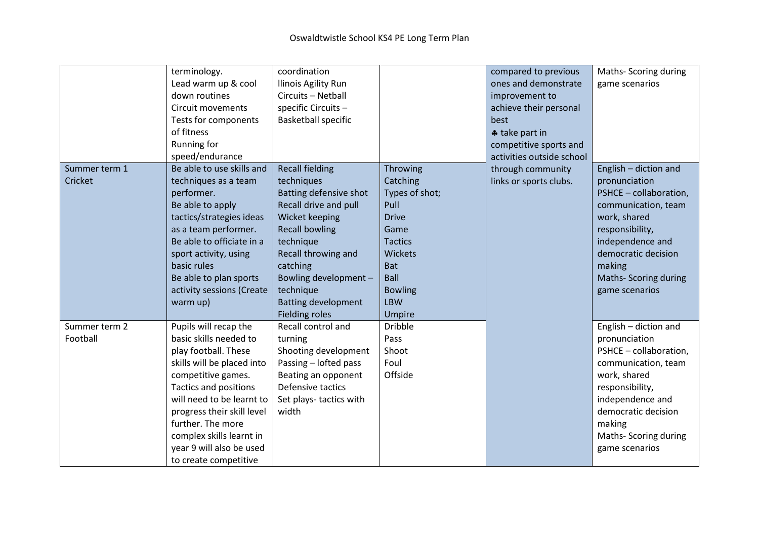# Oswaldtwistle School KS4 PE Long Term Plan

| | | | | | |
|---|---|---|---|---|---|
| | terminology.<br>Lead warm up & cool down routines<br>Circuit movements<br>Tests for components of fitness<br>Running for speed/endurance | coordination<br>llinois Agility Run<br>Circuits – Netball specific Circuits – Basketball specific | | compared to previous ones and demonstrate improvement to achieve their personal best<br>♣ take part in competitive sports and activities outside school through community links or sports clubs. | Maths- Scoring during game scenarios |
| Summer term 1<br>Cricket | Be able to use skills and techniques as a team performer.<br>Be able to apply tactics/strategies ideas as a team performer.<br>Be able to officiate in a sport activity, using basic rules<br>Be able to plan sports activity sessions (Create warm up) | Recall fielding techniques<br>Batting defensive shot<br>Recall drive and pull<br>Wicket keeping<br>Recall bowling technique<br>Recall throwing and catching<br>Bowling development – technique<br>Batting development<br>Fielding roles | Throwing<br>Catching<br>Types of shot;<br>Pull<br>Drive<br>Game<br>Tactics<br>Wickets<br>Bat<br>Ball<br>Bowling<br>LBW<br>Umpire | | English – diction and pronunciation<br>PSHCE – collaboration, communication, team work, shared responsibility, independence and democratic decision making<br>Maths- Scoring during game scenarios |
| Summer term 2<br>Football | Pupils will recap the basic skills needed to play football. These skills will be placed into competitive games. Tactics and positions will need to be learnt to progress their skill level further. The more complex skills learnt in year 9 will also be used to create competitive | Recall control and turning<br>Shooting development<br>Passing – lofted pass<br>Beating an opponent<br>Defensive tactics<br>Set plays- tactics with width | Dribble<br>Pass<br>Shoot<br>Foul<br>Offside | | English – diction and pronunciation<br>PSHCE – collaboration, communication, team work, shared responsibility, independence and democratic decision making<br>Maths- Scoring during game scenarios |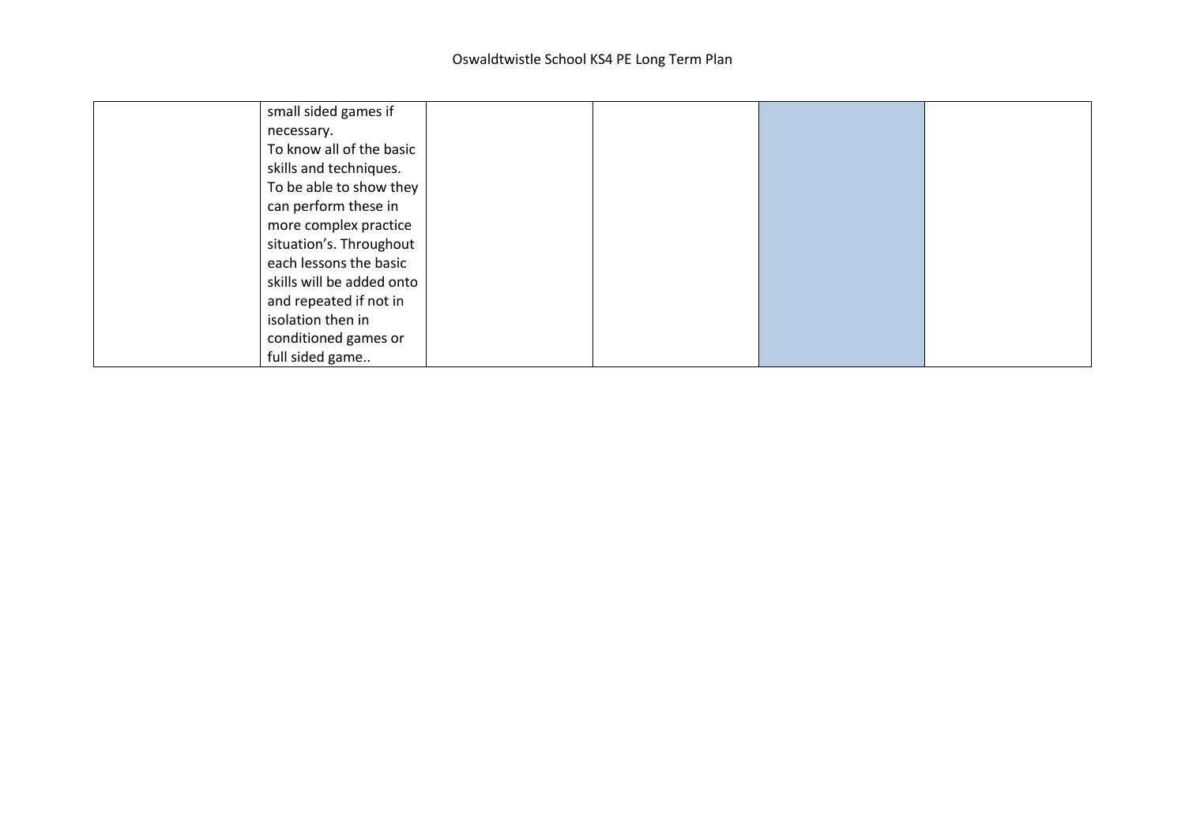| | | | | | |
|---|---|---|---|---|---|
| | small sided games if necessary. To know all of the basic skills and techniques. To be able to show they can perform these in more complex practice situation's. Throughout each lessons the basic skills will be added onto and repeated if not in isolation then in conditioned games or full sided game.. | | | | |